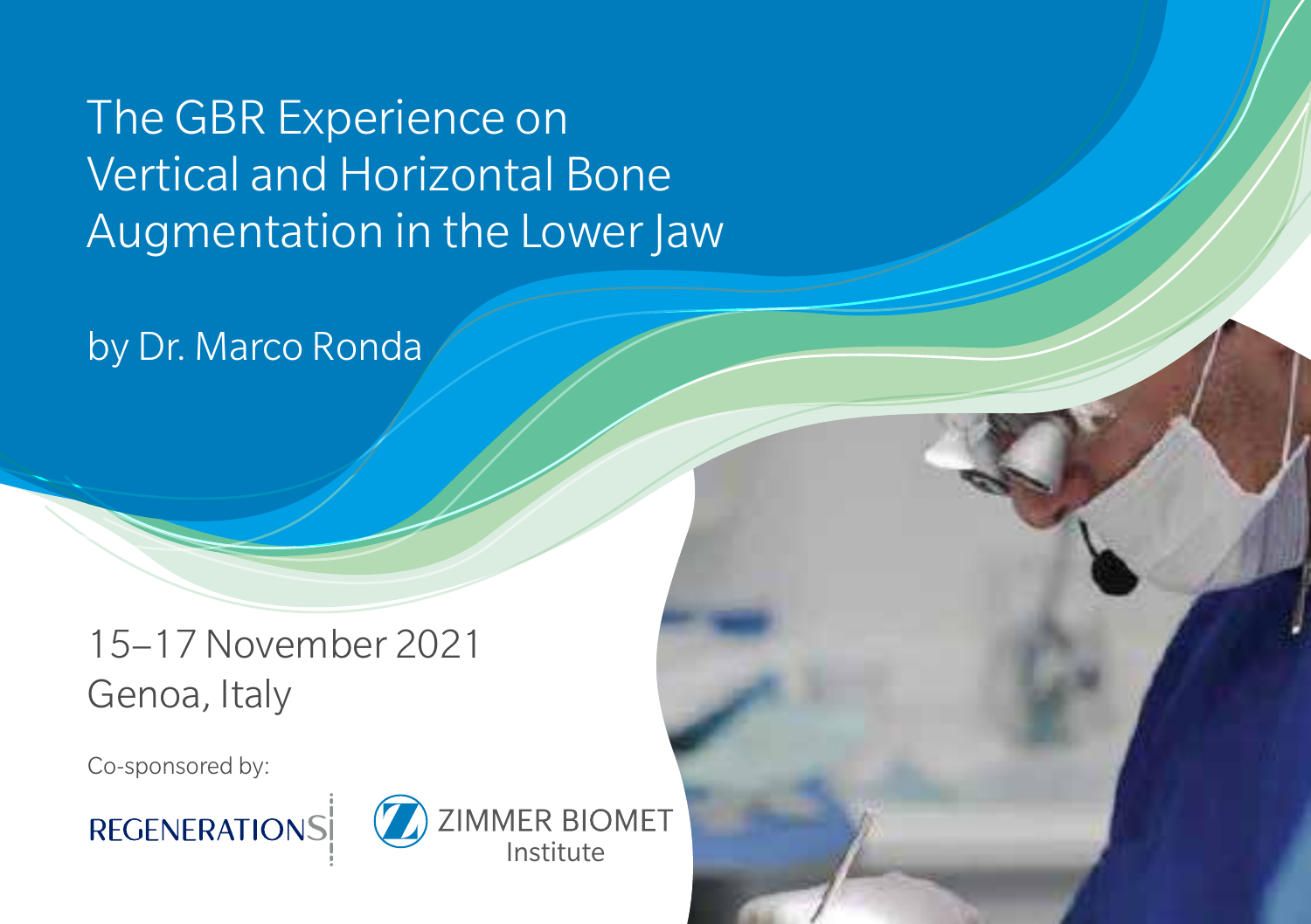# The GBR Experience on Vertical and Horizontal Bone Augmentation in the Lower Jaw

by Dr. Marco Ronda

15–17 November 2021
Genoa, Italy

Co-sponsored by:

REGENERATIONS

ZIMMER BIOMET Institute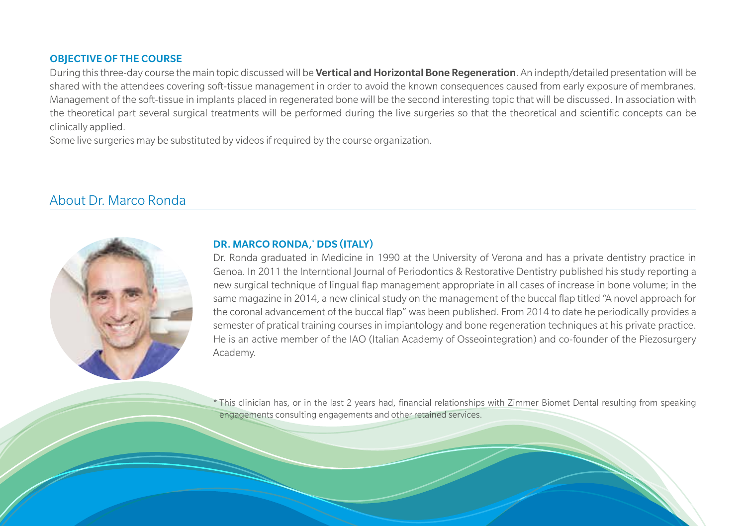### OBJECTIVE OF THE COURSE

During this three-day course the main topic discussed will be **Vertical and Horizontal Bone Regeneration**. An indepth/detailed presentation will be shared with the attendees covering soft-tissue management in order to avoid the known consequences caused from early exposure of membranes. Management of the soft-tissue in implants placed in regenerated bone will be the second interesting topic that will be discussed. In association with the theoretical part several surgical treatments will be performed during the live surgeries so that the theoretical and scientific concepts can be clinically applied.

Some live surgeries may be substituted by videos if required by the course organization.

## About Dr. Marco Ronda

### DR. MARCO RONDA,* DDS (ITALY)

Dr. Ronda graduated in Medicine in 1990 at the University of Verona and has a private dentistry practice in Genoa. In 2011 the Interntional Journal of Periodontics & Restorative Dentistry published his study reporting a new surgical technique of lingual flap management appropriate in all cases of increase in bone volume; in the same magazine in 2014, a new clinical study on the management of the buccal flap titled "A novel approach for the coronal advancement of the buccal flap" was been published. From 2014 to date he periodically provides a semester of pratical training courses in impiantology and bone regeneration techniques at his private practice. He is an active member of the IAO (Italian Academy of Osseointegration) and co-founder of the Piezosurgery Academy.

* This clinician has, or in the last 2 years had, financial relationships with Zimmer Biomet Dental resulting from speaking engagements consulting engagements and other retained services.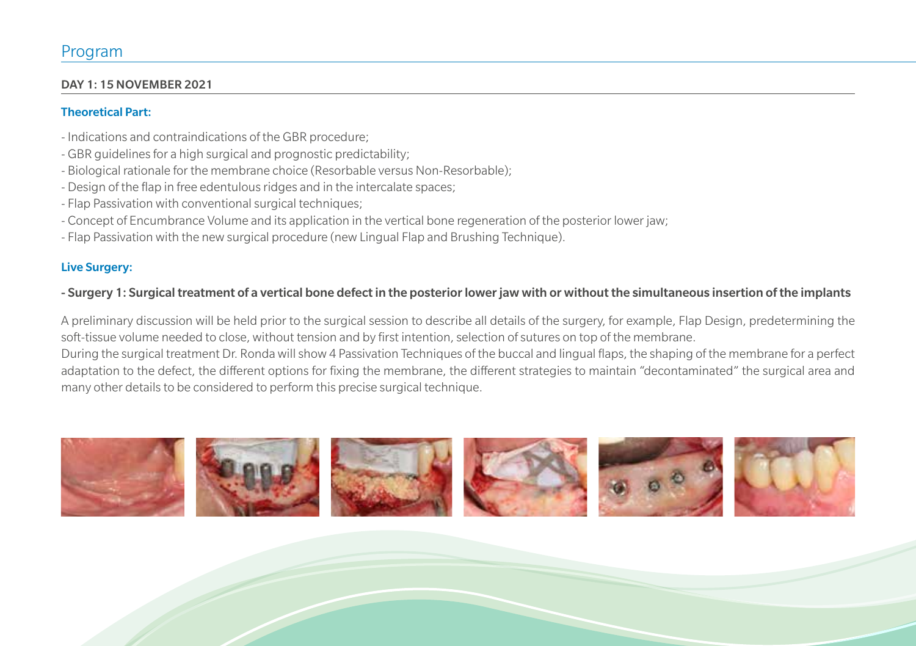# Program

## DAY 1: 15 NOVEMBER 2021

### Theoretical Part:

- Indications and contraindications of the GBR procedure;
- GBR guidelines for a high surgical and prognostic predictability;
- Biological rationale for the membrane choice (Resorbable versus Non-Resorbable);
- Design of the flap in free edentulous ridges and in the intercalate spaces;
- Flap Passivation with conventional surgical techniques;
- Concept of Encumbrance Volume and its application in the vertical bone regeneration of the posterior lower jaw;
- Flap Passivation with the new surgical procedure (new Lingual Flap and Brushing Technique).

### Live Surgery:

**- Surgery 1: Surgical treatment of a vertical bone defect in the posterior lower jaw with or without the simultaneous insertion of the implants**

A preliminary discussion will be held prior to the surgical session to describe all details of the surgery, for example, Flap Design, predetermining the soft-tissue volume needed to close, without tension and by first intention, selection of sutures on top of the membrane.

During the surgical treatment Dr. Ronda will show 4 Passivation Techniques of the buccal and lingual flaps, the shaping of the membrane for a perfect adaptation to the defect, the different options for fixing the membrane, the different strategies to maintain "decontaminated" the surgical area and many other details to be considered to perform this precise surgical technique.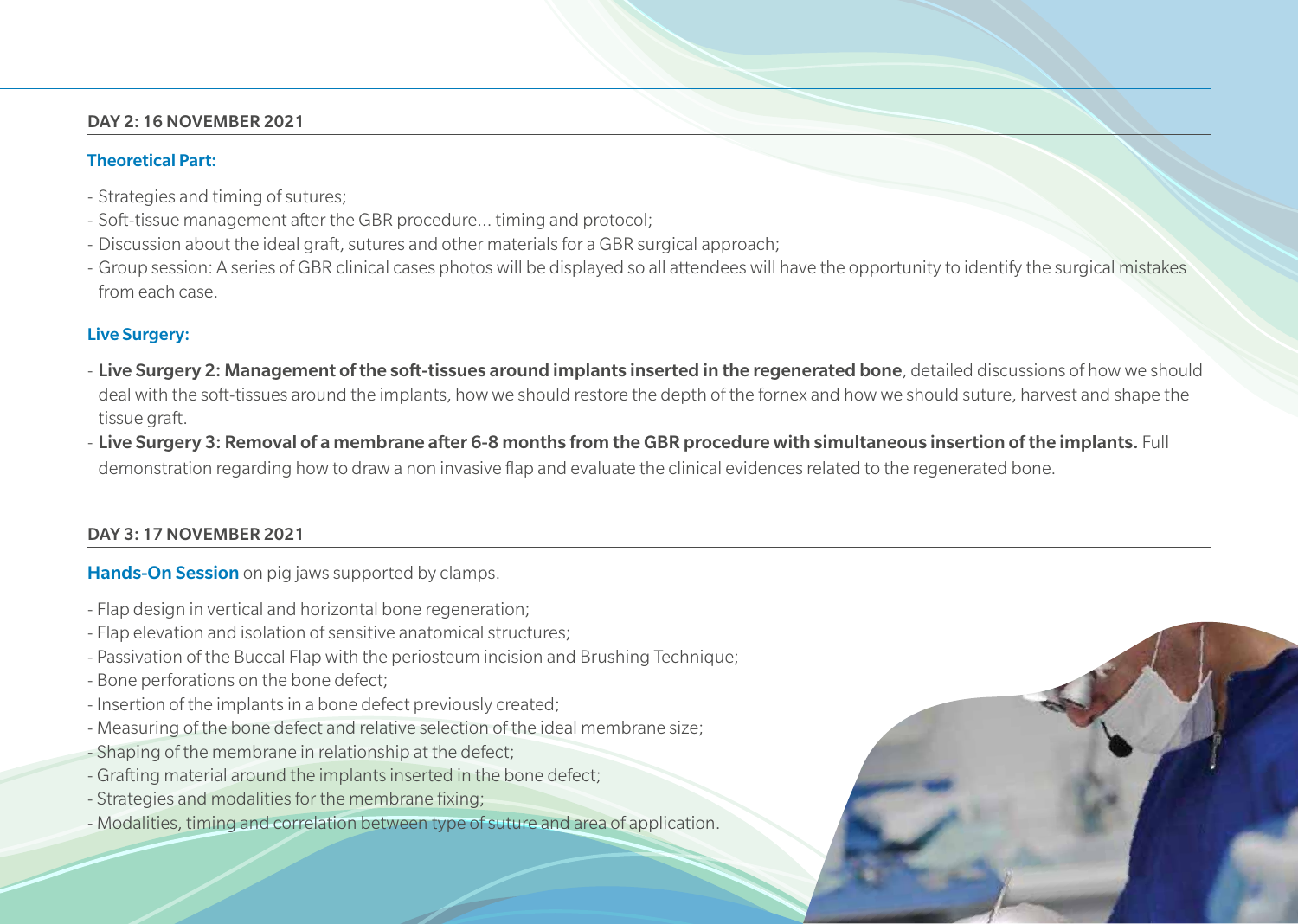## DAY 2: 16 NOVEMBER 2021

### Theoretical Part:

- Strategies and timing of sutures;
- Soft-tissue management after the GBR procedure... timing and protocol;
- Discussion about the ideal graft, sutures and other materials for a GBR surgical approach;
- Group session: A series of GBR clinical cases photos will be displayed so all attendees will have the opportunity to identify the surgical mistakes from each case.

### Live Surgery:

- **Live Surgery 2: Management of the soft-tissues around implants inserted in the regenerated bone**, detailed discussions of how we should deal with the soft-tissues around the implants, how we should restore the depth of the fornex and how we should suture, harvest and shape the tissue graft.
- **Live Surgery 3: Removal of a membrane after 6-8 months from the GBR procedure with simultaneous insertion of the implants.** Full demonstration regarding how to draw a non invasive flap and evaluate the clinical evidences related to the regenerated bone.

## DAY 3: 17 NOVEMBER 2021

**Hands-On Session** on pig jaws supported by clamps.

- Flap design in vertical and horizontal bone regeneration;
- Flap elevation and isolation of sensitive anatomical structures;
- Passivation of the Buccal Flap with the periosteum incision and Brushing Technique;
- Bone perforations on the bone defect;
- Insertion of the implants in a bone defect previously created;
- Measuring of the bone defect and relative selection of the ideal membrane size;
- Shaping of the membrane in relationship at the defect;
- Grafting material around the implants inserted in the bone defect;
- Strategies and modalities for the membrane fixing;
- Modalities, timing and correlation between type of suture and area of application.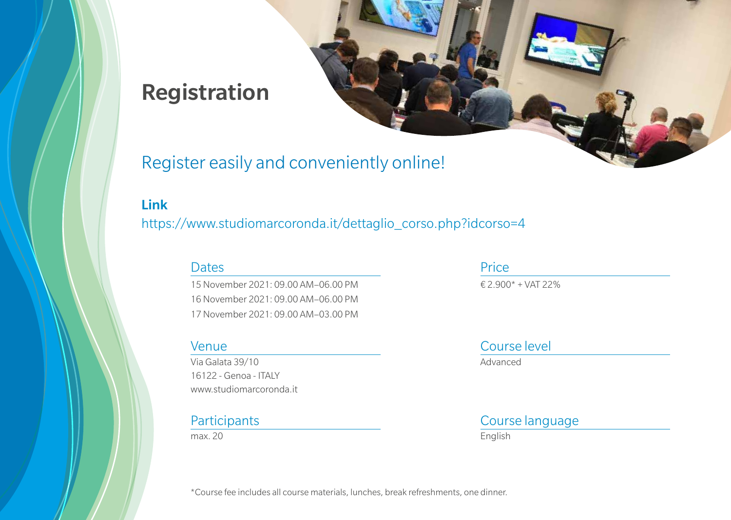# Registration

## Register easily and conveniently online!

**Link**

https://www.studiomarcoronda.it/dettaglio_corso.php?idcorso=4

### Dates

15 November 2021: 09.00 AM–06.00 PM
16 November 2021: 09.00 AM–06.00 PM
17 November 2021: 09.00 AM–03.00 PM

### Price

€ 2.900* + VAT 22%

### Venue

Via Galata 39/10
16122 - Genoa - ITALY
www.studiomarcoronda.it

### Course level

Advanced

### Participants

max. 20

### Course language

English

*Course fee includes all course materials, lunches, break refreshments, one dinner.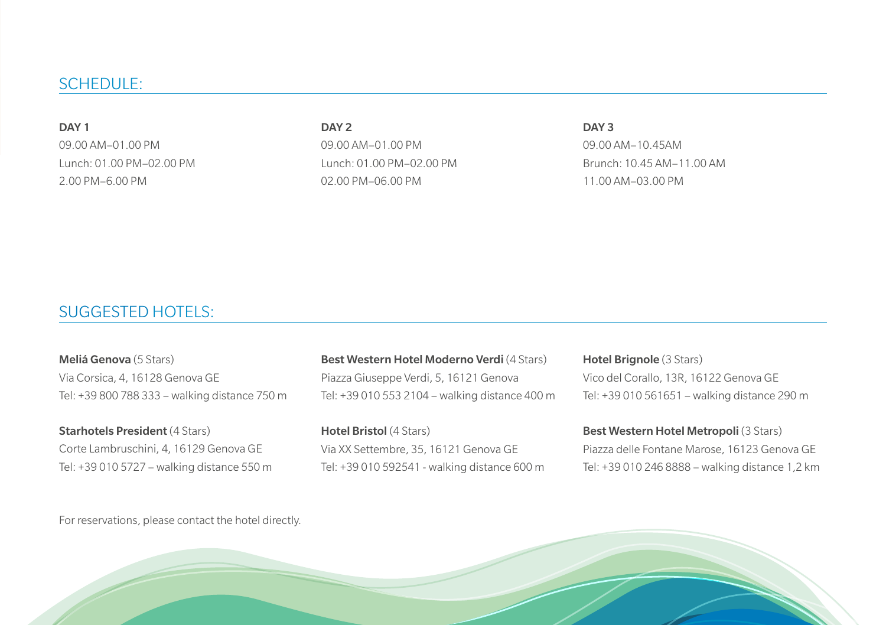## SCHEDULE:

**DAY 1**
09.00 AM–01.00 PM
Lunch: 01.00 PM–02.00 PM
2.00 PM–6.00 PM

**DAY 2**
09.00 AM–01.00 PM
Lunch: 01.00 PM–02.00 PM
02.00 PM–06.00 PM

**DAY 3**
09.00 AM–10.45AM
Brunch: 10.45 AM–11.00 AM
11.00 AM–03.00 PM

## SUGGESTED HOTELS:

**Meliá Genova** (5 Stars)
Via Corsica, 4, 16128 Genova GE
Tel: +39 800 788 333 – walking distance 750 m

**Starhotels President** (4 Stars)
Corte Lambruschini, 4, 16129 Genova GE
Tel: +39 010 5727 – walking distance 550 m

**Best Western Hotel Moderno Verdi** (4 Stars)
Piazza Giuseppe Verdi, 5, 16121 Genova
Tel: +39 010 553 2104 – walking distance 400 m

**Hotel Bristol** (4 Stars)
Via XX Settembre, 35, 16121 Genova GE
Tel: +39 010 592541 - walking distance 600 m

**Hotel Brignole** (3 Stars)
Vico del Corallo, 13R, 16122 Genova GE
Tel: +39 010 561651 – walking distance 290 m

**Best Western Hotel Metropoli** (3 Stars)
Piazza delle Fontane Marose, 16123 Genova GE
Tel: +39 010 246 8888 – walking distance 1,2 km

For reservations, please contact the hotel directly.